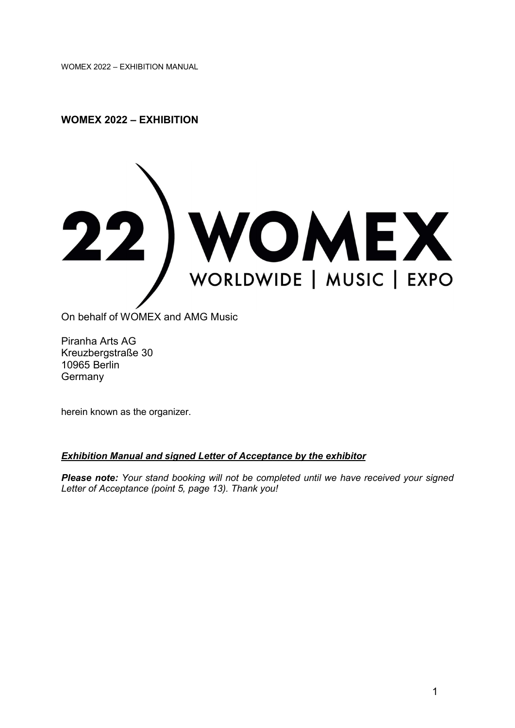## WOMEX 2022 – EXHIBITION

On behalf of WOMEX and AMG Music

Piranha Arts AG
Kreuzbergstraße 30
10965 Berlin
Germany

herein known as the organizer.

***Exhibition Manual and signed Letter of Acceptance by the exhibitor***

***Please note:*** *Your stand booking will not be completed until we have received your signed Letter of Acceptance (point 5, page 13). Thank you!*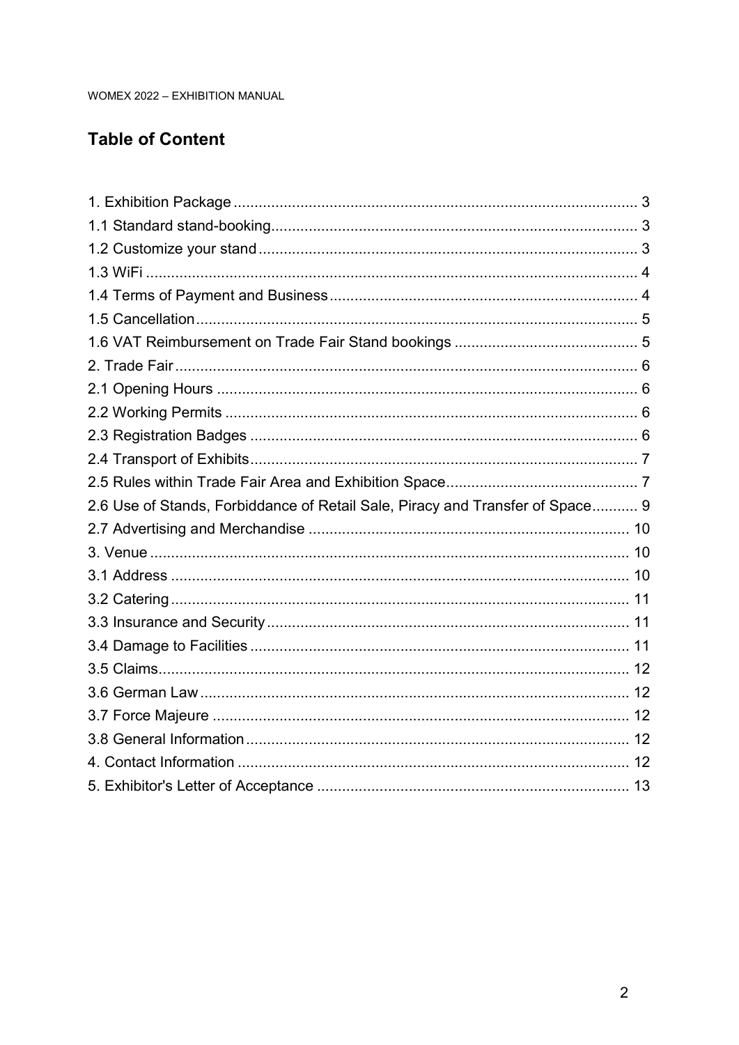# Table of Content

1. Exhibition Package ... 3
1.1 Standard stand-booking ... 3
1.2 Customize your stand ... 3
1.3 WiFi ... 4
1.4 Terms of Payment and Business ... 4
1.5 Cancellation ... 5
1.6 VAT Reimbursement on Trade Fair Stand bookings ... 5
2. Trade Fair ... 6
2.1 Opening Hours ... 6
2.2 Working Permits ... 6
2.3 Registration Badges ... 6
2.4 Transport of Exhibits ... 7
2.5 Rules within Trade Fair Area and Exhibition Space ... 7
2.6 Use of Stands, Forbiddance of Retail Sale, Piracy and Transfer of Space ... 9
2.7 Advertising and Merchandise ... 10
3. Venue ... 10
3.1 Address ... 10
3.2 Catering ... 11
3.3 Insurance and Security ... 11
3.4 Damage to Facilities ... 11
3.5 Claims ... 12
3.6 German Law ... 12
3.7 Force Majeure ... 12
3.8 General Information ... 12
4. Contact Information ... 12
5. Exhibitor's Letter of Acceptance ... 13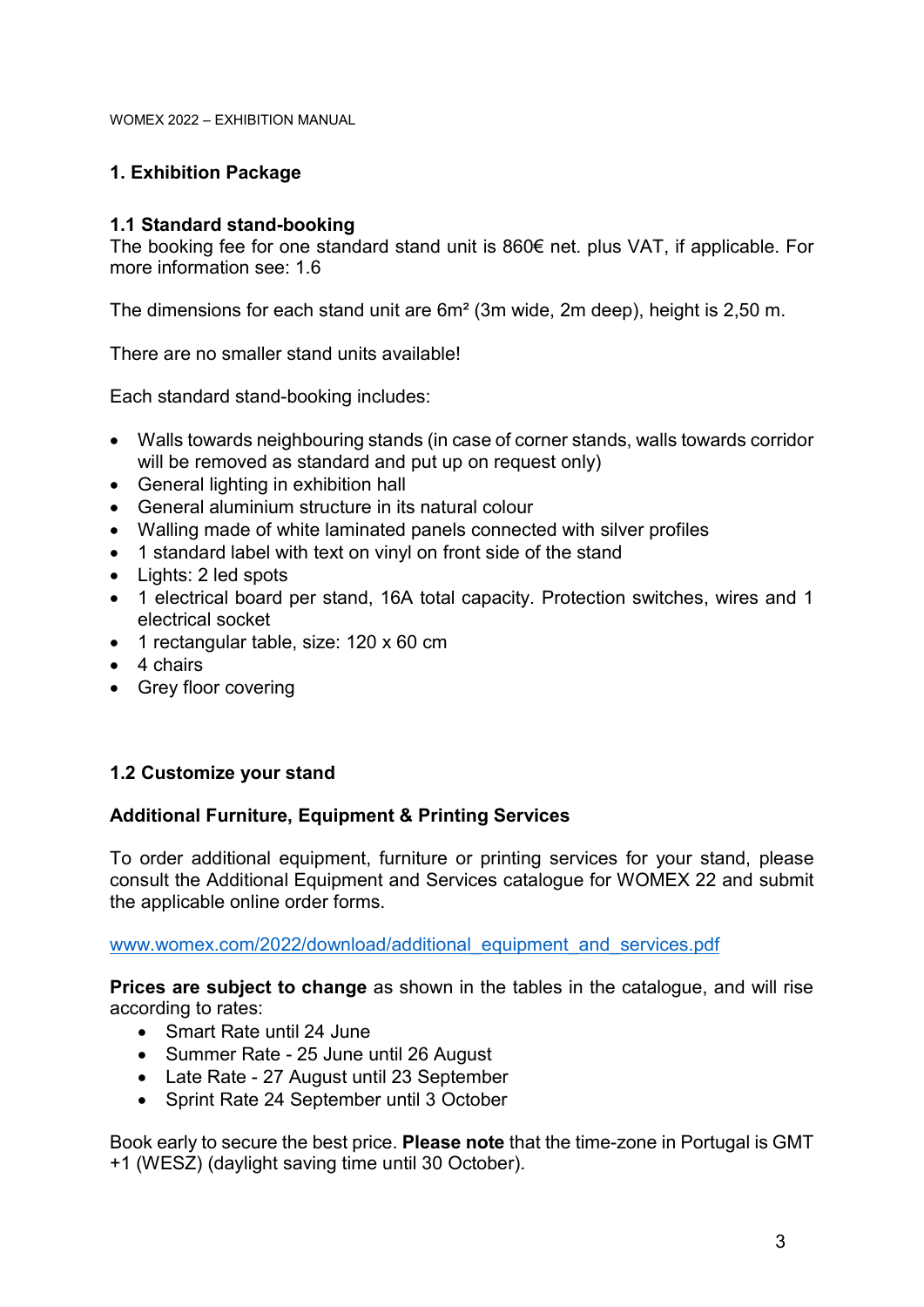# 1. Exhibition Package

## 1.1 Standard stand-booking

The booking fee for one standard stand unit is 860€ net. plus VAT, if applicable. For more information see: 1.6

The dimensions for each stand unit are 6m² (3m wide, 2m deep), height is 2,50 m.

There are no smaller stand units available!

Each standard stand-booking includes:

- Walls towards neighbouring stands (in case of corner stands, walls towards corridor will be removed as standard and put up on request only)
- General lighting in exhibition hall
- General aluminium structure in its natural colour
- Walling made of white laminated panels connected with silver profiles
- 1 standard label with text on vinyl on front side of the stand
- Lights: 2 led spots
- 1 electrical board per stand, 16A total capacity. Protection switches, wires and 1 electrical socket
- 1 rectangular table, size: 120 x 60 cm
- 4 chairs
- Grey floor covering

## 1.2 Customize your stand

### Additional Furniture, Equipment & Printing Services

To order additional equipment, furniture or printing services for your stand, please consult the Additional Equipment and Services catalogue for WOMEX 22 and submit the applicable online order forms.

[www.womex.com/2022/download/additional_equipment_and_services.pdf](www.womex.com/2022/download/additional_equipment_and_services.pdf)

**Prices are subject to change** as shown in the tables in the catalogue, and will rise according to rates:

- Smart Rate until 24 June
- Summer Rate - 25 June until 26 August
- Late Rate - 27 August until 23 September
- Sprint Rate 24 September until 3 October

Book early to secure the best price. **Please note** that the time-zone in Portugal is GMT +1 (WESZ) (daylight saving time until 30 October).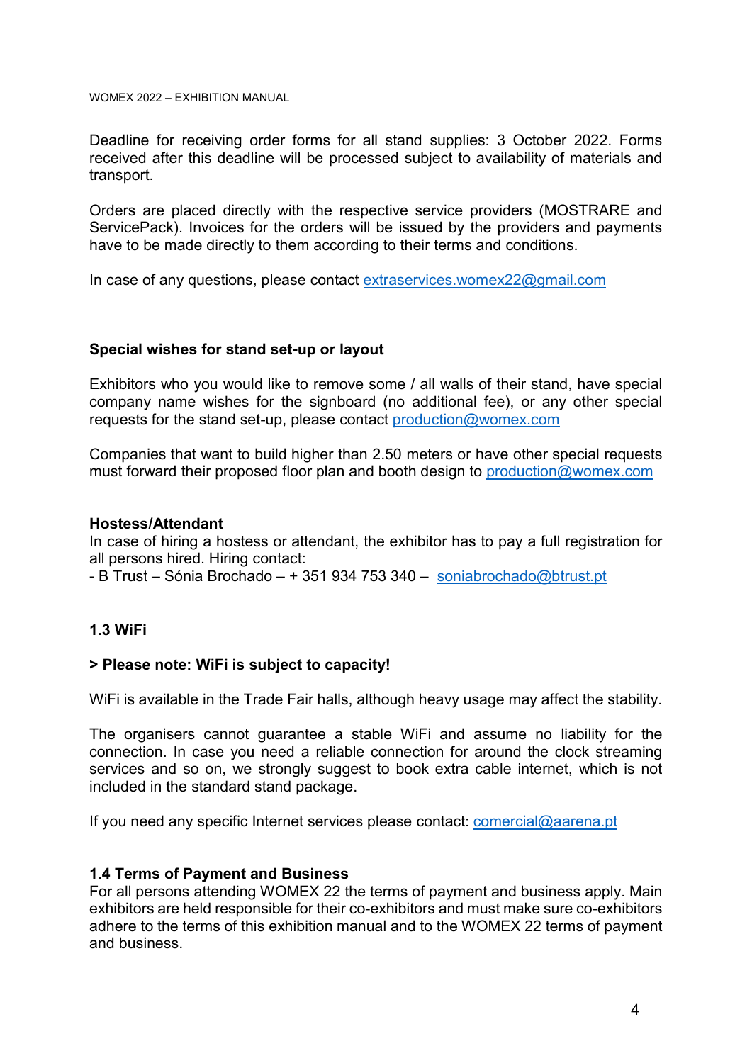Deadline for receiving order forms for all stand supplies: 3 October 2022. Forms received after this deadline will be processed subject to availability of materials and transport.

Orders are placed directly with the respective service providers (MOSTRARE and ServicePack). Invoices for the orders will be issued by the providers and payments have to be made directly to them according to their terms and conditions.

In case of any questions, please contact extraservices.womex22@gmail.com

**Special wishes for stand set-up or layout**

Exhibitors who you would like to remove some / all walls of their stand, have special company name wishes for the signboard (no additional fee), or any other special requests for the stand set-up, please contact production@womex.com

Companies that want to build higher than 2.50 meters or have other special requests must forward their proposed floor plan and booth design to production@womex.com

**Hostess/Attendant**

In case of hiring a hostess or attendant, the exhibitor has to pay a full registration for all persons hired. Hiring contact:

- B Trust – Sónia Brochado – + 351 934 753 340 – soniabrochado@btrust.pt

### 1.3 WiFi

**> Please note: WiFi is subject to capacity!**

WiFi is available in the Trade Fair halls, although heavy usage may affect the stability.

The organisers cannot guarantee a stable WiFi and assume no liability for the connection. In case you need a reliable connection for around the clock streaming services and so on, we strongly suggest to book extra cable internet, which is not included in the standard stand package.

If you need any specific Internet services please contact: comercial@aarena.pt

### 1.4 Terms of Payment and Business

For all persons attending WOMEX 22 the terms of payment and business apply. Main exhibitors are held responsible for their co-exhibitors and must make sure co-exhibitors adhere to the terms of this exhibition manual and to the WOMEX 22 terms of payment and business.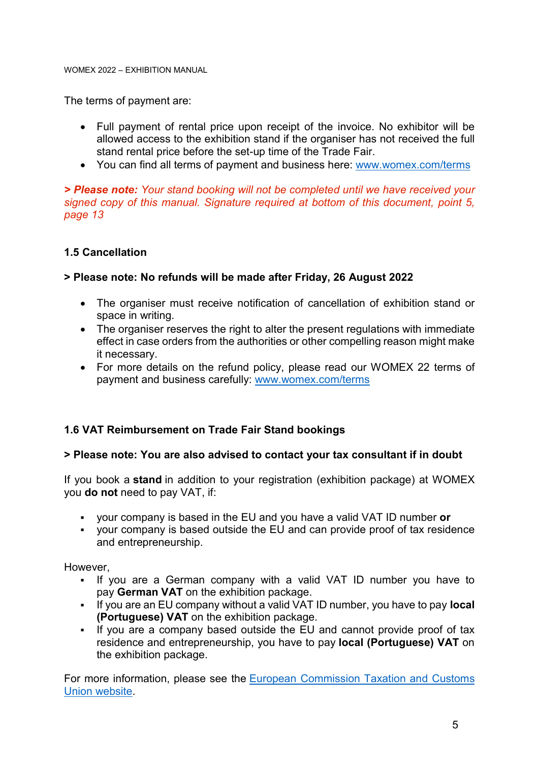The terms of payment are:

- Full payment of rental price upon receipt of the invoice. No exhibitor will be allowed access to the exhibition stand if the organiser has not received the full stand rental price before the set-up time of the Trade Fair.
- You can find all terms of payment and business here: [www.womex.com/terms](www.womex.com/terms)

*> **Please note:** Your stand booking will not be completed until we have received your signed copy of this manual. Signature required at bottom of this document, point 5, page 13*

### 1.5 Cancellation

**> Please note: No refunds will be made after Friday, 26 August 2022**

- The organiser must receive notification of cancellation of exhibition stand or space in writing.
- The organiser reserves the right to alter the present regulations with immediate effect in case orders from the authorities or other compelling reason might make it necessary.
- For more details on the refund policy, please read our WOMEX 22 terms of payment and business carefully: [www.womex.com/terms](www.womex.com/terms)

### 1.6 VAT Reimbursement on Trade Fair Stand bookings

**> Please note: You are also advised to contact your tax consultant if in doubt**

If you book a **stand** in addition to your registration (exhibition package) at WOMEX you **do not** need to pay VAT, if:

- your company is based in the EU and you have a valid VAT ID number **or**
- your company is based outside the EU and can provide proof of tax residence and entrepreneurship.

However,

- If you are a German company with a valid VAT ID number you have to pay **German VAT** on the exhibition package.
- If you are an EU company without a valid VAT ID number, you have to pay **local (Portuguese) VAT** on the exhibition package.
- If you are a company based outside the EU and cannot provide proof of tax residence and entrepreneurship, you have to pay **local (Portuguese) VAT** on the exhibition package.

For more information, please see the European Commission Taxation and Customs Union website.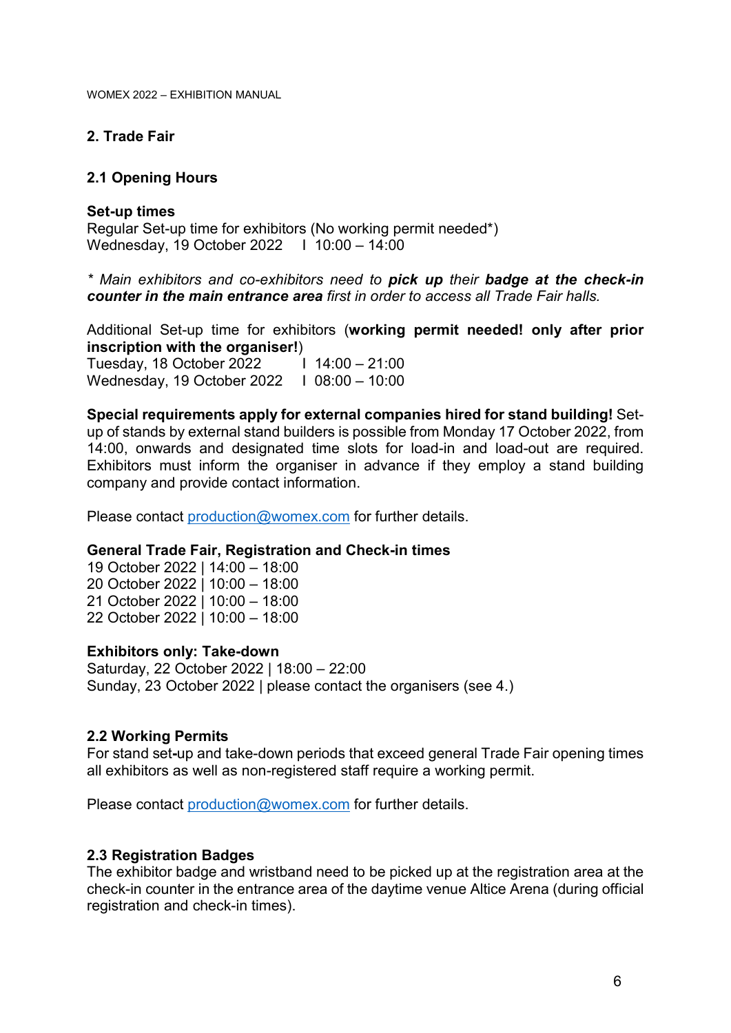## 2. Trade Fair

### 2.1 Opening Hours

**Set-up times**
Regular Set-up time for exhibitors (No working permit needed*)
Wednesday, 19 October 2022 I 10:00 – 14:00

*\* Main exhibitors and co-exhibitors need to **pick up** their **badge at the check-in counter in the main entrance area** first in order to access all Trade Fair halls.*

Additional Set-up time for exhibitors (**working permit needed! only after prior inscription with the organiser!**)
Tuesday, 18 October 2022 I 14:00 – 21:00
Wednesday, 19 October 2022 I 08:00 – 10:00

**Special requirements apply for external companies hired for stand building!** Set-up of stands by external stand builders is possible from Monday 17 October 2022, from 14:00, onwards and designated time slots for load-in and load-out are required. Exhibitors must inform the organiser in advance if they employ a stand building company and provide contact information.

Please contact production@womex.com for further details.

**General Trade Fair, Registration and Check-in times**
19 October 2022 | 14:00 – 18:00
20 October 2022 | 10:00 – 18:00
21 October 2022 | 10:00 – 18:00
22 October 2022 | 10:00 – 18:00

**Exhibitors only: Take-down**
Saturday, 22 October 2022 | 18:00 – 22:00
Sunday, 23 October 2022 | please contact the organisers (see 4.)

### 2.2 Working Permits

For stand set-up and take-down periods that exceed general Trade Fair opening times all exhibitors as well as non-registered staff require a working permit.

Please contact production@womex.com for further details.

### 2.3 Registration Badges

The exhibitor badge and wristband need to be picked up at the registration area at the check-in counter in the entrance area of the daytime venue Altice Arena (during official registration and check-in times).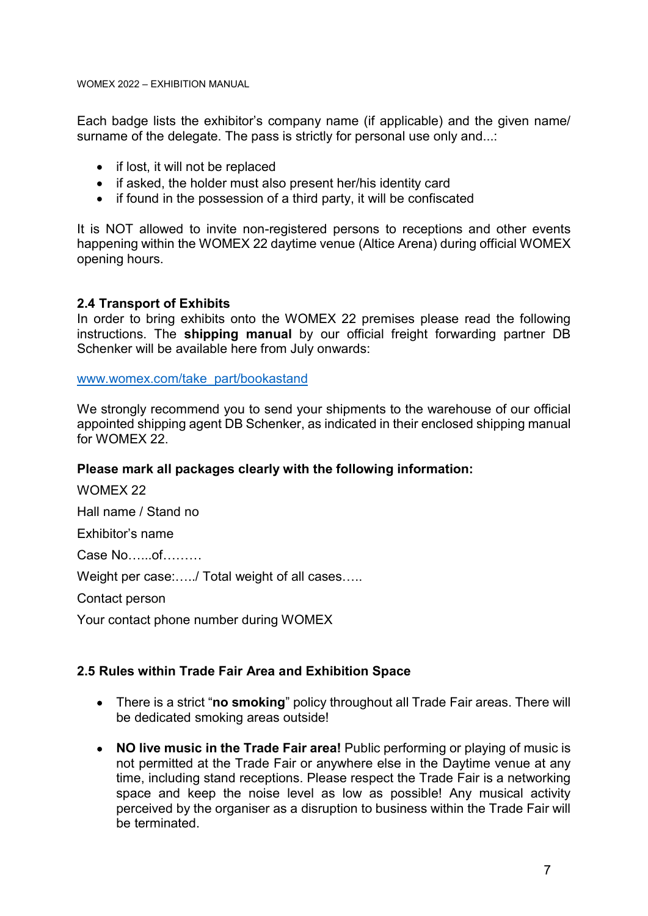Each badge lists the exhibitor's company name (if applicable) and the given name/ surname of the delegate. The pass is strictly for personal use only and...:

- if lost, it will not be replaced
- if asked, the holder must also present her/his identity card
- if found in the possession of a third party, it will be confiscated

It is NOT allowed to invite non-registered persons to receptions and other events happening within the WOMEX 22 daytime venue (Altice Arena) during official WOMEX opening hours.

### 2.4 Transport of Exhibits

In order to bring exhibits onto the WOMEX 22 premises please read the following instructions. The **shipping manual** by our official freight forwarding partner DB Schenker will be available here from July onwards:

[www.womex.com/take_part/bookastand](www.womex.com/take_part/bookastand)

We strongly recommend you to send your shipments to the warehouse of our official appointed shipping agent DB Schenker, as indicated in their enclosed shipping manual for WOMEX 22.

**Please mark all packages clearly with the following information:**

WOMEX 22

Hall name / Stand no

Exhibitor's name

Case No…...of………

Weight per case:…../ Total weight of all cases…..

Contact person

Your contact phone number during WOMEX

### 2.5 Rules within Trade Fair Area and Exhibition Space

- There is a strict "**no smoking**" policy throughout all Trade Fair areas. There will be dedicated smoking areas outside!
- **NO live music in the Trade Fair area!** Public performing or playing of music is not permitted at the Trade Fair or anywhere else in the Daytime venue at any time, including stand receptions. Please respect the Trade Fair is a networking space and keep the noise level as low as possible! Any musical activity perceived by the organiser as a disruption to business within the Trade Fair will be terminated.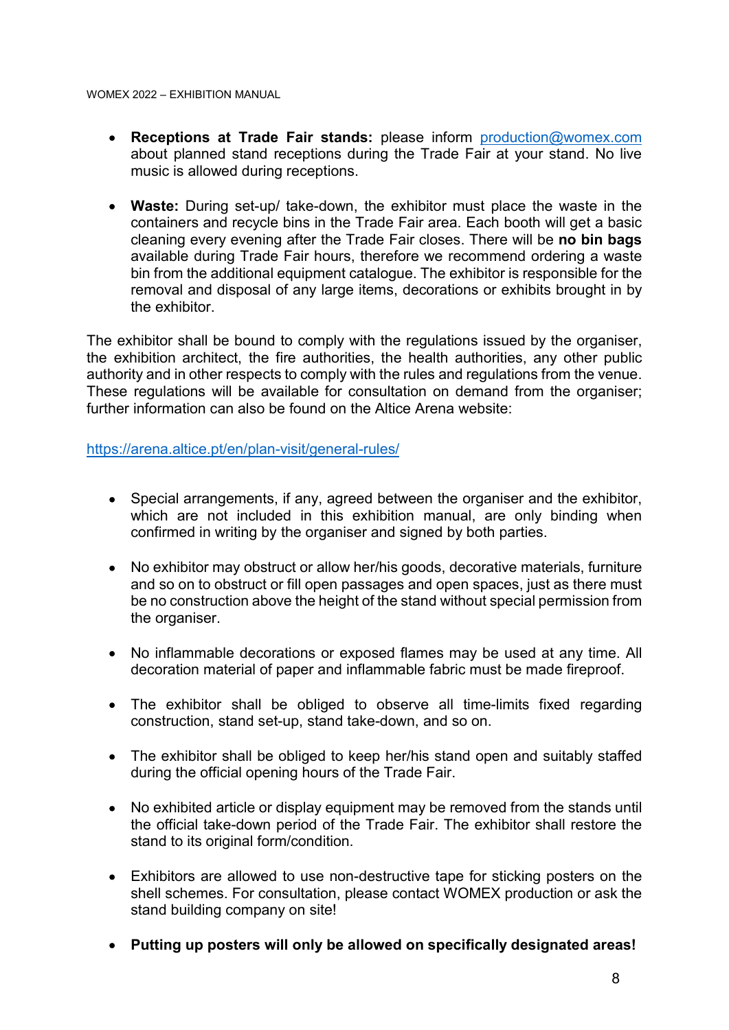- **Receptions at Trade Fair stands:** please inform production@womex.com about planned stand receptions during the Trade Fair at your stand. No live music is allowed during receptions.

- **Waste:** During set-up/ take-down, the exhibitor must place the waste in the containers and recycle bins in the Trade Fair area. Each booth will get a basic cleaning every evening after the Trade Fair closes. There will be **no bin bags** available during Trade Fair hours, therefore we recommend ordering a waste bin from the additional equipment catalogue. The exhibitor is responsible for the removal and disposal of any large items, decorations or exhibits brought in by the exhibitor.

The exhibitor shall be bound to comply with the regulations issued by the organiser, the exhibition architect, the fire authorities, the health authorities, any other public authority and in other respects to comply with the rules and regulations from the venue. These regulations will be available for consultation on demand from the organiser; further information can also be found on the Altice Arena website:

https://arena.altice.pt/en/plan-visit/general-rules/

- Special arrangements, if any, agreed between the organiser and the exhibitor, which are not included in this exhibition manual, are only binding when confirmed in writing by the organiser and signed by both parties.

- No exhibitor may obstruct or allow her/his goods, decorative materials, furniture and so on to obstruct or fill open passages and open spaces, just as there must be no construction above the height of the stand without special permission from the organiser.

- No inflammable decorations or exposed flames may be used at any time. All decoration material of paper and inflammable fabric must be made fireproof.

- The exhibitor shall be obliged to observe all time-limits fixed regarding construction, stand set-up, stand take-down, and so on.

- The exhibitor shall be obliged to keep her/his stand open and suitably staffed during the official opening hours of the Trade Fair.

- No exhibited article or display equipment may be removed from the stands until the official take-down period of the Trade Fair. The exhibitor shall restore the stand to its original form/condition.

- Exhibitors are allowed to use non-destructive tape for sticking posters on the shell schemes. For consultation, please contact WOMEX production or ask the stand building company on site!

- **Putting up posters will only be allowed on specifically designated areas!**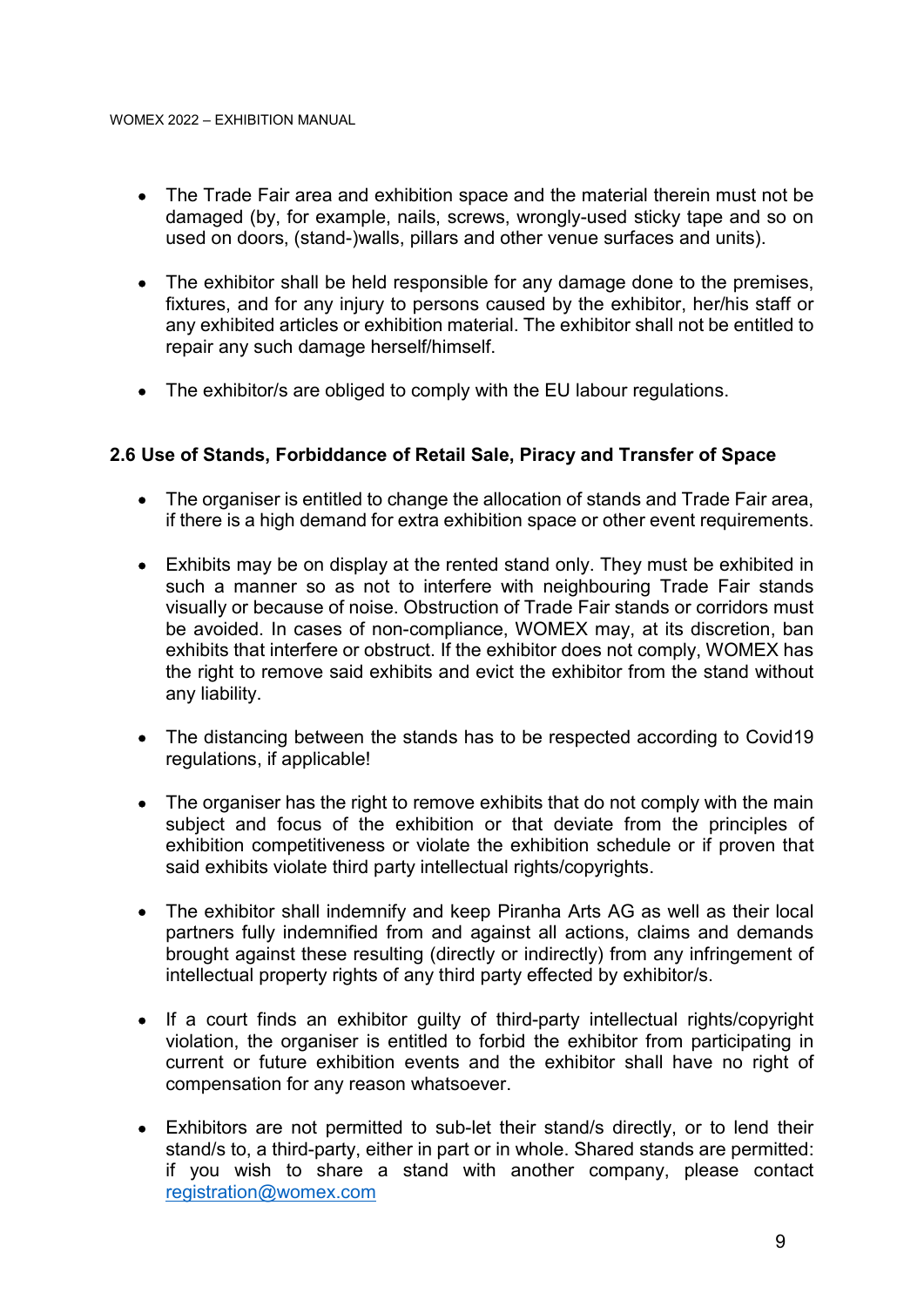- The Trade Fair area and exhibition space and the material therein must not be damaged (by, for example, nails, screws, wrongly-used sticky tape and so on used on doors, (stand-)walls, pillars and other venue surfaces and units).

- The exhibitor shall be held responsible for any damage done to the premises, fixtures, and for any injury to persons caused by the exhibitor, her/his staff or any exhibited articles or exhibition material. The exhibitor shall not be entitled to repair any such damage herself/himself.

- The exhibitor/s are obliged to comply with the EU labour regulations.

### 2.6 Use of Stands, Forbiddance of Retail Sale, Piracy and Transfer of Space

- The organiser is entitled to change the allocation of stands and Trade Fair area, if there is a high demand for extra exhibition space or other event requirements.

- Exhibits may be on display at the rented stand only. They must be exhibited in such a manner so as not to interfere with neighbouring Trade Fair stands visually or because of noise. Obstruction of Trade Fair stands or corridors must be avoided. In cases of non-compliance, WOMEX may, at its discretion, ban exhibits that interfere or obstruct. If the exhibitor does not comply, WOMEX has the right to remove said exhibits and evict the exhibitor from the stand without any liability.

- The distancing between the stands has to be respected according to Covid19 regulations, if applicable!

- The organiser has the right to remove exhibits that do not comply with the main subject and focus of the exhibition or that deviate from the principles of exhibition competitiveness or violate the exhibition schedule or if proven that said exhibits violate third party intellectual rights/copyrights.

- The exhibitor shall indemnify and keep Piranha Arts AG as well as their local partners fully indemnified from and against all actions, claims and demands brought against these resulting (directly or indirectly) from any infringement of intellectual property rights of any third party effected by exhibitor/s.

- If a court finds an exhibitor guilty of third-party intellectual rights/copyright violation, the organiser is entitled to forbid the exhibitor from participating in current or future exhibition events and the exhibitor shall have no right of compensation for any reason whatsoever.

- Exhibitors are not permitted to sub-let their stand/s directly, or to lend their stand/s to, a third-party, either in part or in whole. Shared stands are permitted: if you wish to share a stand with another company, please contact registration@womex.com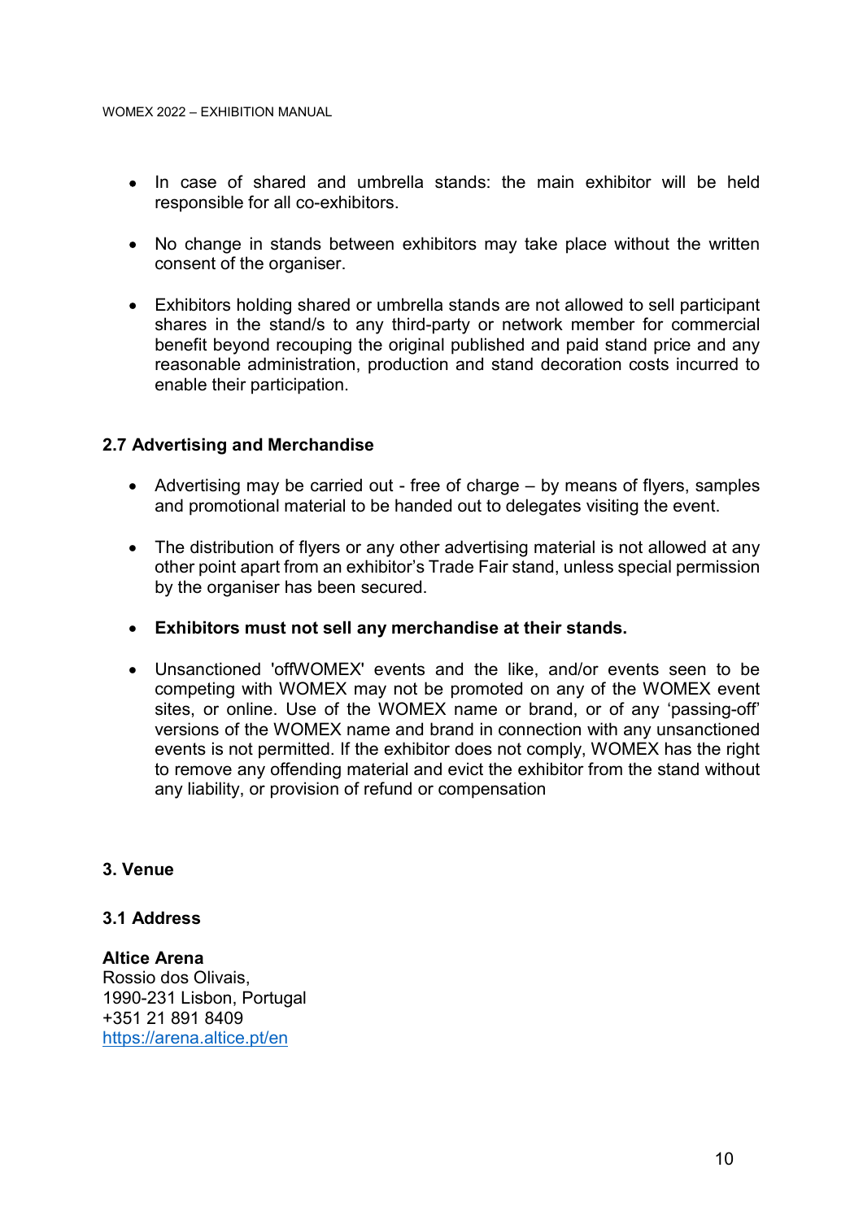- In case of shared and umbrella stands: the main exhibitor will be held responsible for all co-exhibitors.

- No change in stands between exhibitors may take place without the written consent of the organiser.

- Exhibitors holding shared or umbrella stands are not allowed to sell participant shares in the stand/s to any third-party or network member for commercial benefit beyond recouping the original published and paid stand price and any reasonable administration, production and stand decoration costs incurred to enable their participation.

### 2.7 Advertising and Merchandise

- Advertising may be carried out - free of charge – by means of flyers, samples and promotional material to be handed out to delegates visiting the event.

- The distribution of flyers or any other advertising material is not allowed at any other point apart from an exhibitor's Trade Fair stand, unless special permission by the organiser has been secured.

- **Exhibitors must not sell any merchandise at their stands.**

- Unsanctioned 'offWOMEX' events and the like, and/or events seen to be competing with WOMEX may not be promoted on any of the WOMEX event sites, or online. Use of the WOMEX name or brand, or of any 'passing-off' versions of the WOMEX name and brand in connection with any unsanctioned events is not permitted. If the exhibitor does not comply, WOMEX has the right to remove any offending material and evict the exhibitor from the stand without any liability, or provision of refund or compensation

## 3. Venue

### 3.1 Address

**Altice Arena**
Rossio dos Olivais,
1990-231 Lisbon, Portugal
+351 21 891 8409
https://arena.altice.pt/en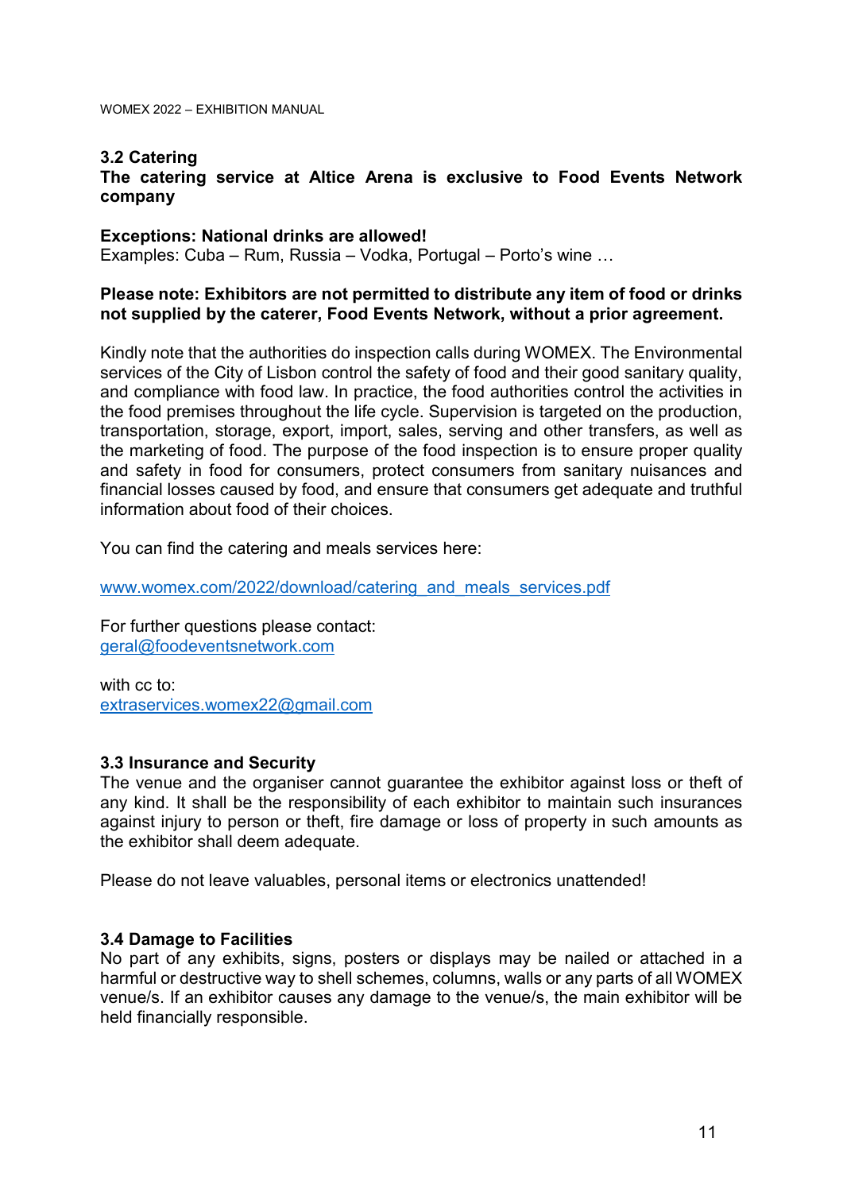### 3.2 Catering

**The catering service at Altice Arena is exclusive to Food Events Network company**

**Exceptions: National drinks are allowed!**
Examples: Cuba – Rum, Russia – Vodka, Portugal – Porto's wine …

**Please note: Exhibitors are not permitted to distribute any item of food or drinks not supplied by the caterer, Food Events Network, without a prior agreement.**

Kindly note that the authorities do inspection calls during WOMEX. The Environmental services of the City of Lisbon control the safety of food and their good sanitary quality, and compliance with food law. In practice, the food authorities control the activities in the food premises throughout the life cycle. Supervision is targeted on the production, transportation, storage, export, import, sales, serving and other transfers, as well as the marketing of food. The purpose of the food inspection is to ensure proper quality and safety in food for consumers, protect consumers from sanitary nuisances and financial losses caused by food, and ensure that consumers get adequate and truthful information about food of their choices.

You can find the catering and meals services here:

[www.womex.com/2022/download/catering_and_meals_services.pdf](http://www.womex.com/2022/download/catering_and_meals_services.pdf)

For further questions please contact:
[geral@foodeventsnetwork.com](mailto:geral@foodeventsnetwork.com)

with cc to:
[extraservices.womex22@gmail.com](mailto:extraservices.womex22@gmail.com)

### 3.3 Insurance and Security

The venue and the organiser cannot guarantee the exhibitor against loss or theft of any kind. It shall be the responsibility of each exhibitor to maintain such insurances against injury to person or theft, fire damage or loss of property in such amounts as the exhibitor shall deem adequate.

Please do not leave valuables, personal items or electronics unattended!

### 3.4 Damage to Facilities

No part of any exhibits, signs, posters or displays may be nailed or attached in a harmful or destructive way to shell schemes, columns, walls or any parts of all WOMEX venue/s. If an exhibitor causes any damage to the venue/s, the main exhibitor will be held financially responsible.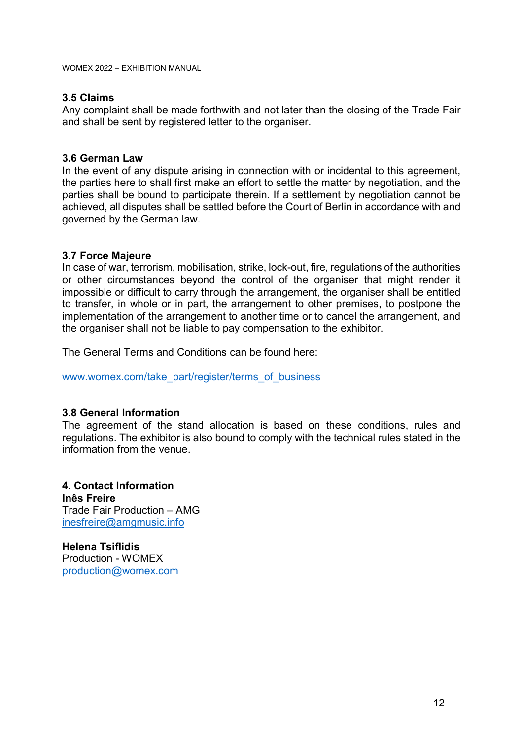### 3.5 Claims

Any complaint shall be made forthwith and not later than the closing of the Trade Fair and shall be sent by registered letter to the organiser.

### 3.6 German Law

In the event of any dispute arising in connection with or incidental to this agreement, the parties here to shall first make an effort to settle the matter by negotiation, and the parties shall be bound to participate therein. If a settlement by negotiation cannot be achieved, all disputes shall be settled before the Court of Berlin in accordance with and governed by the German law.

### 3.7 Force Majeure

In case of war, terrorism, mobilisation, strike, lock-out, fire, regulations of the authorities or other circumstances beyond the control of the organiser that might render it impossible or difficult to carry through the arrangement, the organiser shall be entitled to transfer, in whole or in part, the arrangement to other premises, to postpone the implementation of the arrangement to another time or to cancel the arrangement, and the organiser shall not be liable to pay compensation to the exhibitor.

The General Terms and Conditions can be found here:

[www.womex.com/take_part/register/terms_of_business](http://www.womex.com/take_part/register/terms_of_business)

### 3.8 General Information

The agreement of the stand allocation is based on these conditions, rules and regulations. The exhibitor is also bound to comply with the technical rules stated in the information from the venue.

## 4. Contact Information

**Inês Freire**
Trade Fair Production – AMG
[inesfreire@amgmusic.info](mailto:inesfreire@amgmusic.info)

**Helena Tsiflidis**
Production - WOMEX
[production@womex.com](mailto:production@womex.com)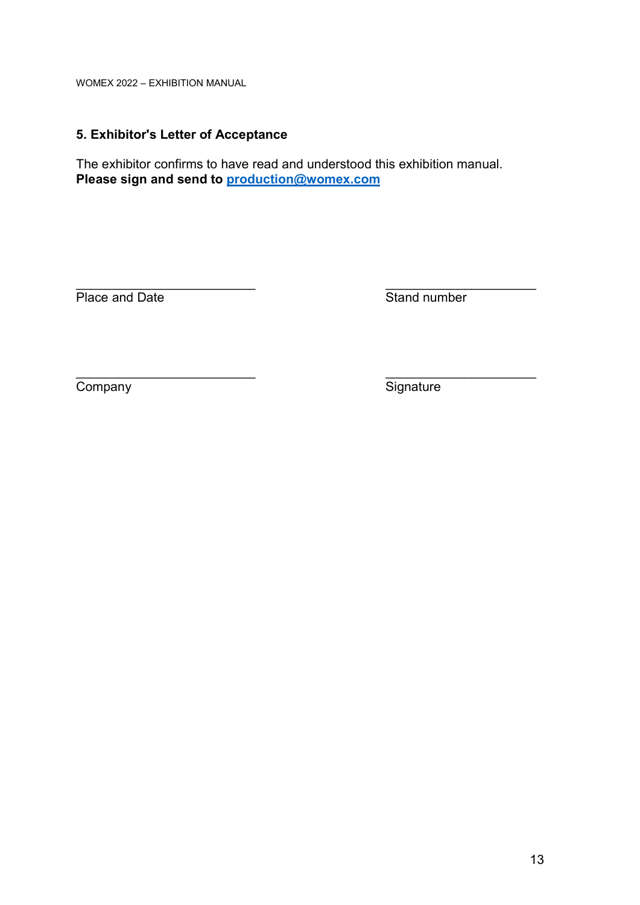## 5. Exhibitor's Letter of Acceptance

The exhibitor confirms to have read and understood this exhibition manual.
**Please sign and send to [production@womex.com](mailto:production@womex.com)**

| | |
|---|---|
| ___________________________ | ______________________ |
| Place and Date | Stand number |
| ___________________________ | ______________________ |
| Company | Signature |